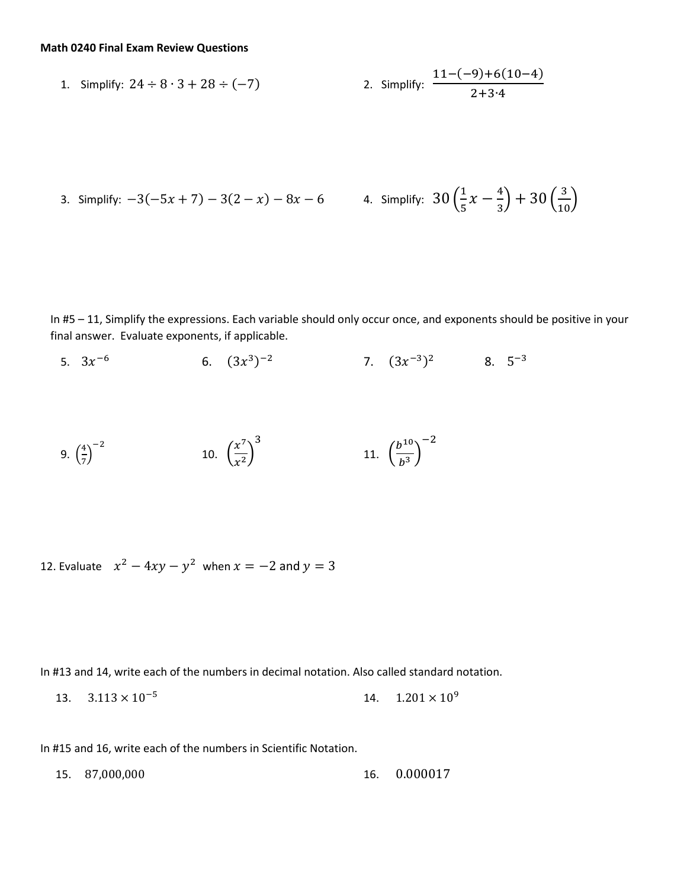**Math 0240 Final Exam Review Questions**

1. Simplify: $24 \div 8 \cdot 3 + 28 \div (-7)$

2. Simplify: $\dfrac{11-(-9)+6(10-4)}{2+3 \cdot 4}$

3. Simplify: $-3(-5x+7) - 3(2-x) - 8x - 6$

4. Simplify: $30\left(\frac{1}{5}x - \frac{4}{3}\right) + 30\left(\frac{3}{10}\right)$

In #5 – 11, Simplify the expressions. Each variable should only occur once, and exponents should be positive in your final answer. Evaluate exponents, if applicable.

5. $3x^{-6}$

6. $(3x^3)^{-2}$

7. $(3x^{-3})^2$

8. $5^{-3}$

9. $\left(\frac{4}{7}\right)^{-2}$

10. $\left(\frac{x^7}{x^2}\right)^3$

11. $\left(\frac{b^{10}}{b^3}\right)^{-2}$

12. Evaluate $x^2 - 4xy - y^2$ when $x = -2$ and $y = 3$

In #13 and 14, write each of the numbers in decimal notation. Also called standard notation.

13. $3.113 \times 10^{-5}$

14. $1.201 \times 10^9$

In #15 and 16, write each of the numbers in Scientific Notation.

15. $87{,}000{,}000$

16. $0.000017$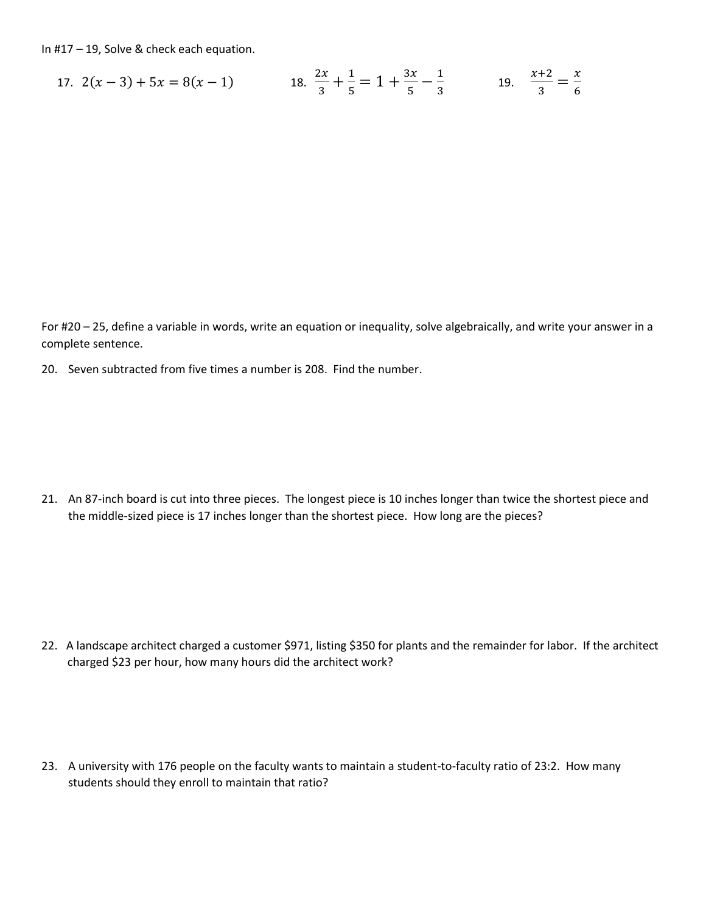In #17 – 19, Solve & check each equation.

17. $2(x-3)+5x=8(x-1)$

18. $\frac{2x}{3}+\frac{1}{5}=1+\frac{3x}{5}-\frac{1}{3}$

19. $\frac{x+2}{3}=\frac{x}{6}$

For #20 – 25, define a variable in words, write an equation or inequality, solve algebraically, and write your answer in a complete sentence.

20. Seven subtracted from five times a number is 208. Find the number.

21. An 87-inch board is cut into three pieces. The longest piece is 10 inches longer than twice the shortest piece and the middle-sized piece is 17 inches longer than the shortest piece. How long are the pieces?

22. A landscape architect charged a customer $971, listing $350 for plants and the remainder for labor. If the architect charged $23 per hour, how many hours did the architect work?

23. A university with 176 people on the faculty wants to maintain a student-to-faculty ratio of 23:2. How many students should they enroll to maintain that ratio?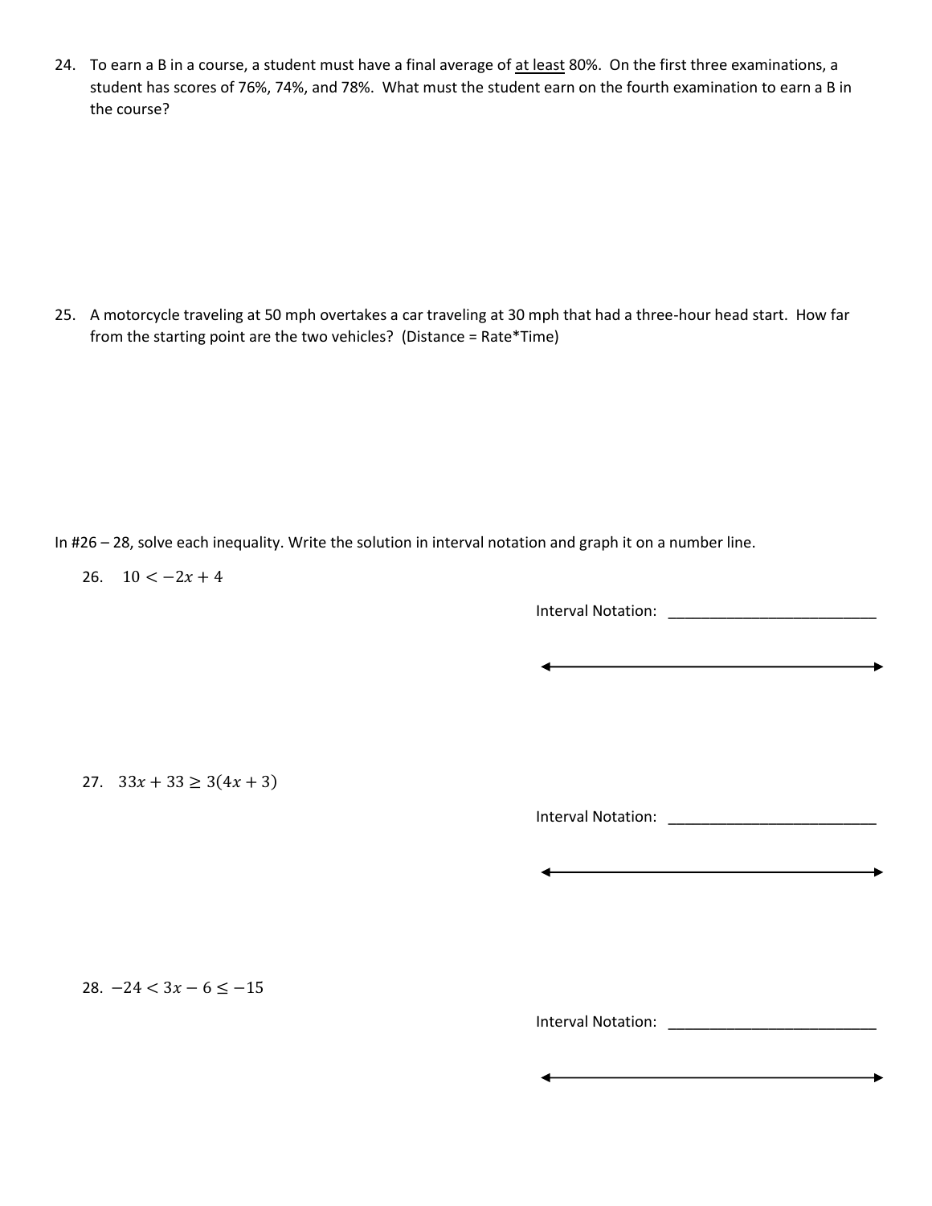24. To earn a B in a course, a student must have a final average of <u>at least</u> 80%. On the first three examinations, a student has scores of 76%, 74%, and 78%. What must the student earn on the fourth examination to earn a B in the course?

25. A motorcycle traveling at 50 mph overtakes a car traveling at 30 mph that had a three-hour head start. How far from the starting point are the two vehicles? (Distance = Rate*Time)

In #26 – 28, solve each inequality. Write the solution in interval notation and graph it on a number line.

26. $10 < -2x + 4$

Interval Notation: ___________________________

27. $33x + 33 \geq 3(4x + 3)$

Interval Notation: ___________________________

28. $-24 < 3x - 6 \leq -15$

Interval Notation: ___________________________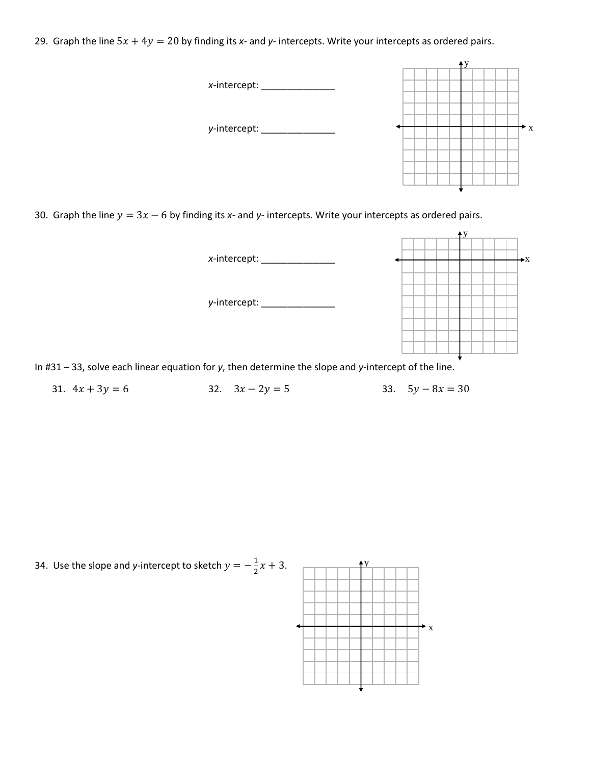29. Graph the line $5x + 4y = 20$ by finding its *x*- and *y*- intercepts. Write your intercepts as ordered pairs.

*x*-intercept: _______________

*y*-intercept: _______________

30. Graph the line $y = 3x - 6$ by finding its *x*- and *y*- intercepts. Write your intercepts as ordered pairs.

*x*-intercept: _______________

*y*-intercept: _______________

In #31 – 33, solve each linear equation for *y*, then determine the slope and *y*-intercept of the line.

31. $4x + 3y = 6$

32. $3x - 2y = 5$

33. $5y - 8x = 30$

34. Use the slope and *y*-intercept to sketch $y = -\frac{1}{2}x + 3$.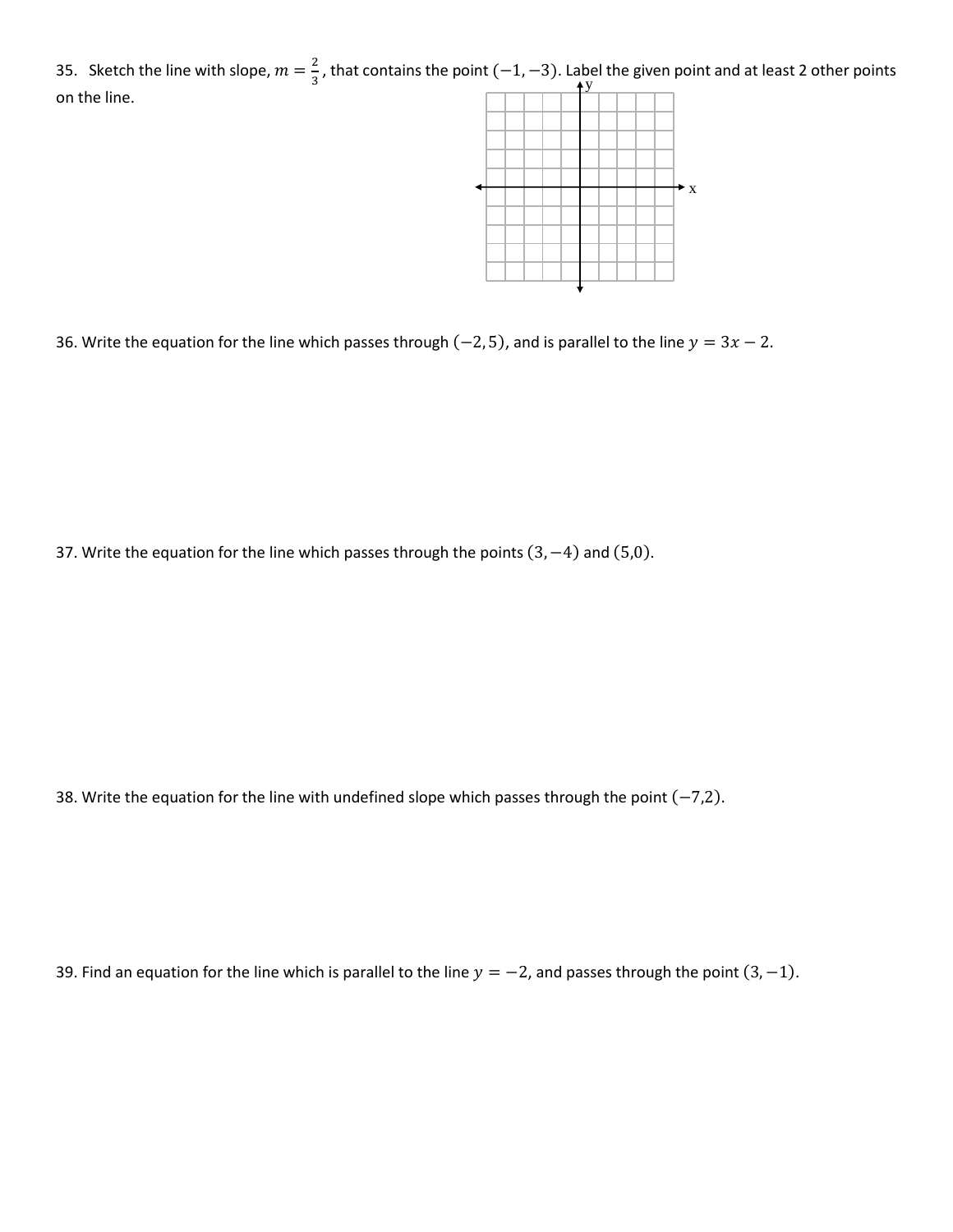35. Sketch the line with slope, $m = \frac{2}{3}$, that contains the point $(-1, -3)$. Label the given point and at least 2 other points on the line.

36. Write the equation for the line which passes through $(-2, 5)$, and is parallel to the line $y = 3x - 2$.

37. Write the equation for the line which passes through the points $(3, -4)$ and $(5, 0)$.

38. Write the equation for the line with undefined slope which passes through the point $(-7, 2)$.

39. Find an equation for the line which is parallel to the line $y = -2$, and passes through the point $(3, -1)$.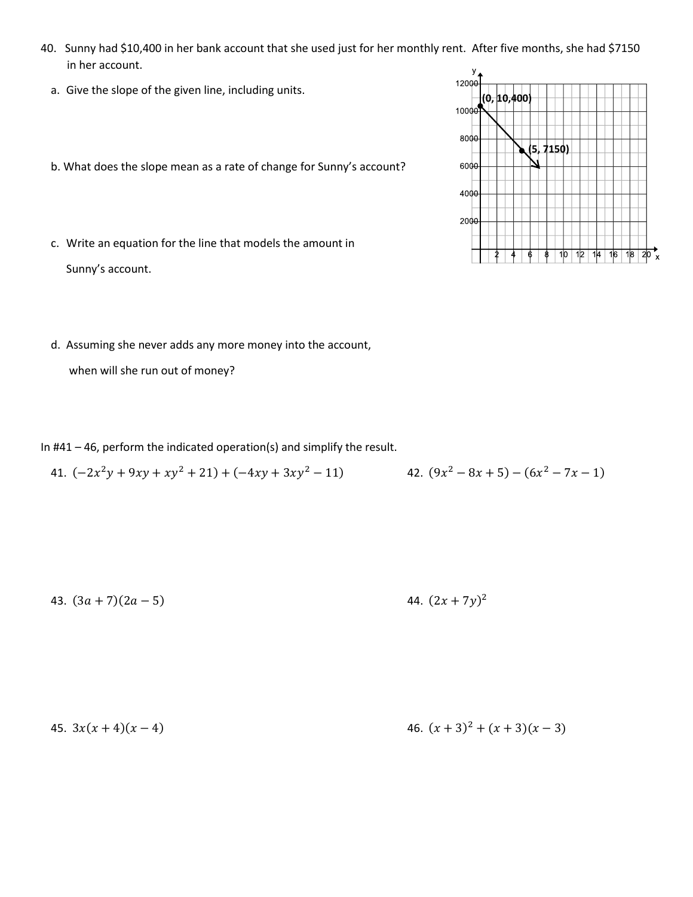40. Sunny had $10,400 in her bank account that she used just for her monthly rent. After five months, she had $7150 in her account.

   a. Give the slope of the given line, including units.

   b. What does the slope mean as a rate of change for Sunny's account?

   c. Write an equation for the line that models the amount in Sunny's account.

   d. Assuming she never adds any more money into the account, when will she run out of money?

In #41 – 46, perform the indicated operation(s) and simplify the result.

41. $(-2x^2y + 9xy + xy^2 + 21) + (-4xy + 3xy^2 - 11)$

42. $(9x^2 - 8x + 5) - (6x^2 - 7x - 1)$

43. $(3a + 7)(2a - 5)$

44. $(2x + 7y)^2$

45. $3x(x + 4)(x - 4)$

46. $(x + 3)^2 + (x + 3)(x - 3)$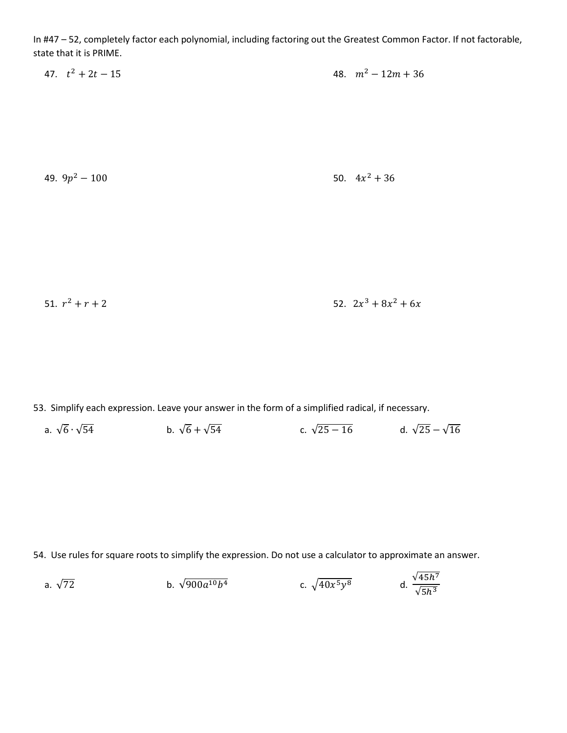In #47 – 52, completely factor each polynomial, including factoring out the Greatest Common Factor. If not factorable, state that it is PRIME.

47. $t^2 + 2t - 15$

48. $m^2 - 12m + 36$

49. $9p^2 - 100$

50. $4x^2 + 36$

51. $r^2 + r + 2$

52. $2x^3 + 8x^2 + 6x$

53. Simplify each expression. Leave your answer in the form of a simplified radical, if necessary.

a. $\sqrt{6} \cdot \sqrt{54}$

b. $\sqrt{6} + \sqrt{54}$

c. $\sqrt{25 - 16}$

d. $\sqrt{25} - \sqrt{16}$

54. Use rules for square roots to simplify the expression. Do not use a calculator to approximate an answer.

a. $\sqrt{72}$

b. $\sqrt{900a^{10}b^4}$

c. $\sqrt{40x^5y^8}$

d. $\dfrac{\sqrt{45h^7}}{\sqrt{5h^3}}$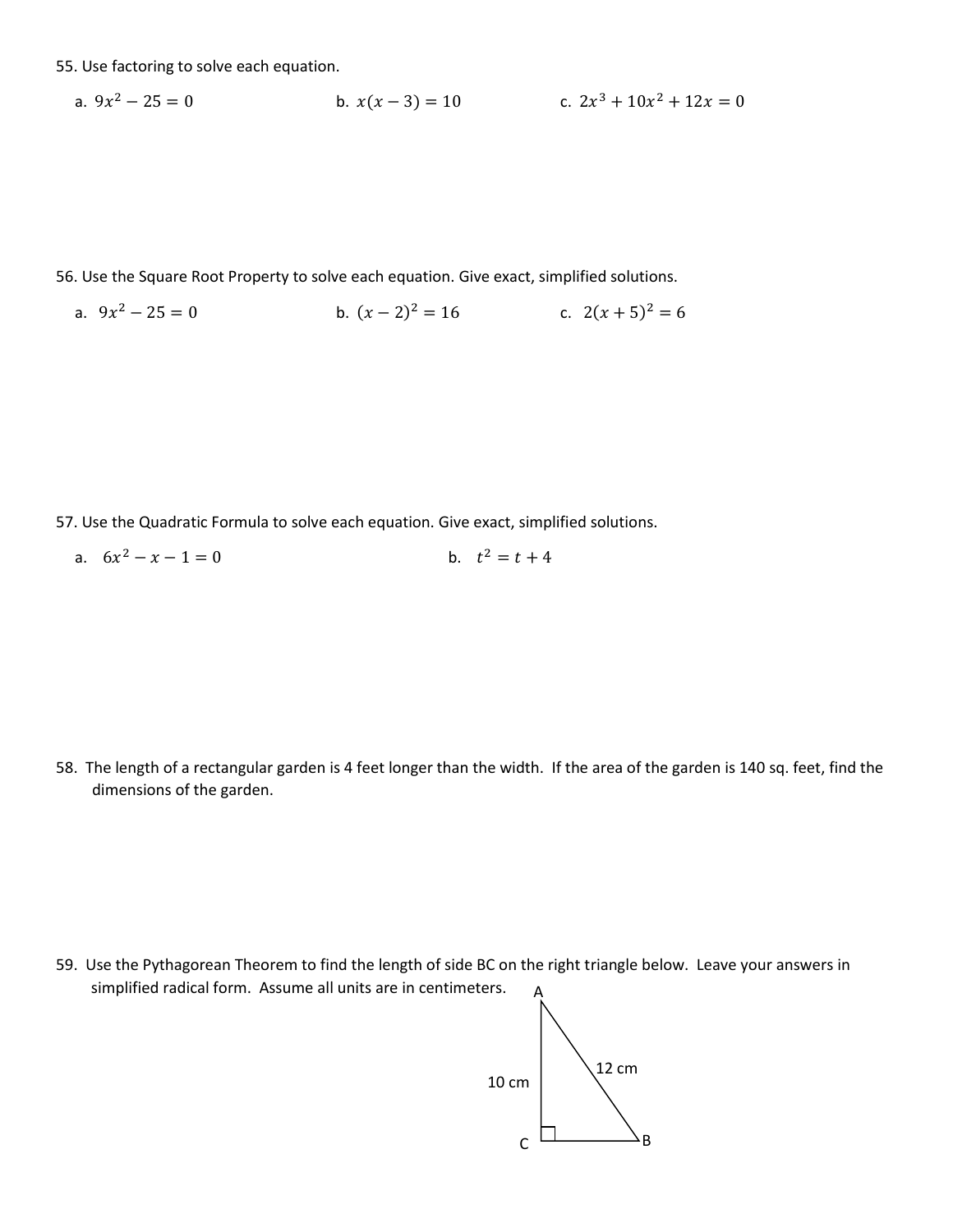55. Use factoring to solve each equation.

a. $9x^2 - 25 = 0$

b. $x(x - 3) = 10$

c. $2x^3 + 10x^2 + 12x = 0$

56. Use the Square Root Property to solve each equation. Give exact, simplified solutions.

a. $9x^2 - 25 = 0$

b. $(x - 2)^2 = 16$

c. $2(x + 5)^2 = 6$

57. Use the Quadratic Formula to solve each equation. Give exact, simplified solutions.

a. $6x^2 - x - 1 = 0$

b. $t^2 = t + 4$

58. The length of a rectangular garden is 4 feet longer than the width. If the area of the garden is 140 sq. feet, find the dimensions of the garden.

59. Use the Pythagorean Theorem to find the length of side BC on the right triangle below. Leave your answers in simplified radical form. Assume all units are in centimeters.

A

12 cm

10 cm

C

B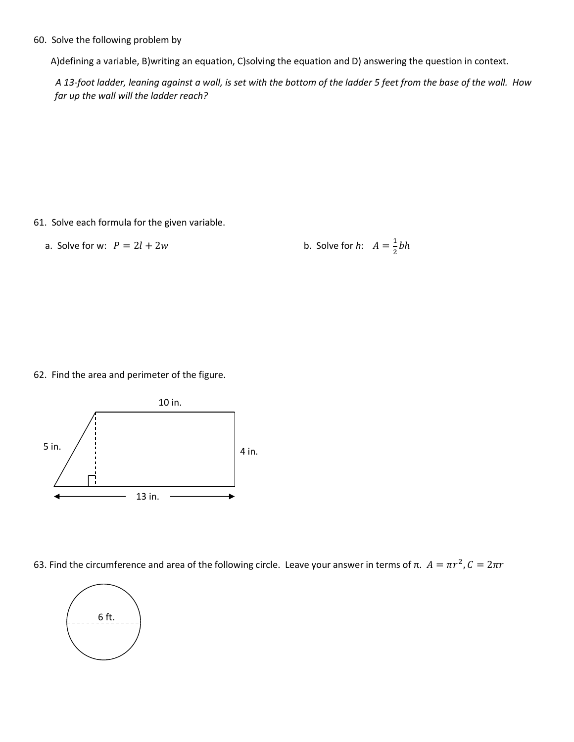60. Solve the following problem by

A)defining a variable, B)writing an equation, C)solving the equation and D) answering the question in context.

*A 13-foot ladder, leaning against a wall, is set with the bottom of the ladder 5 feet from the base of the wall. How far up the wall will the ladder reach?*

61. Solve each formula for the given variable.

a. Solve for w: $P = 2l + 2w$

b. Solve for $h$: $A = \frac{1}{2}bh$

62. Find the area and perimeter of the figure.

10 in.

5 in.

4 in.

13 in.

63. Find the circumference and area of the following circle. Leave your answer in terms of π. $A = \pi r^2, C = 2\pi r$

6 ft.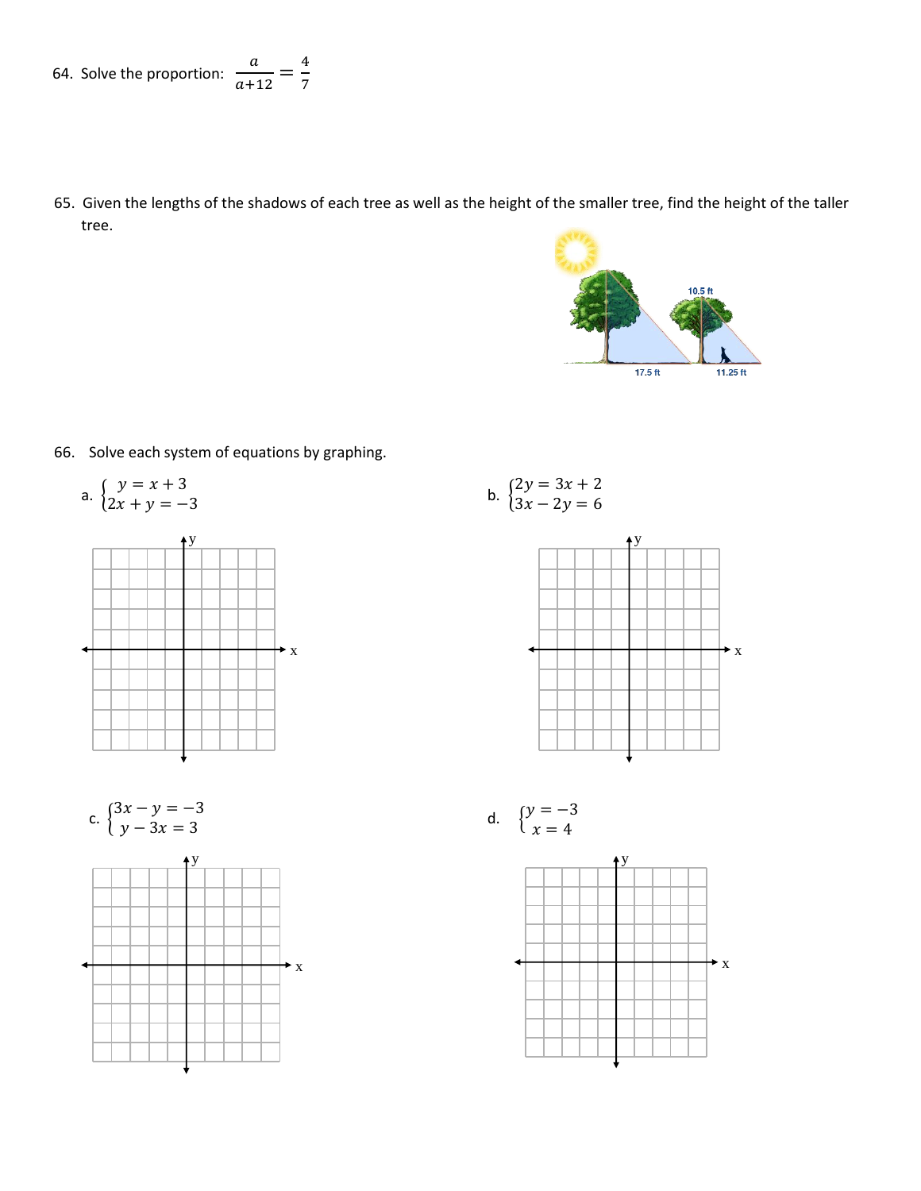64. Solve the proportion: $\frac{a}{a+12} = \frac{4}{7}$

65. Given the lengths of the shadows of each tree as well as the height of the smaller tree, find the height of the taller tree.

10.5 ft

17.5 ft

11.25 ft

66. Solve each system of equations by graphing.

a. $\begin{cases} y = x + 3 \\ 2x + y = -3 \end{cases}$

b. $\begin{cases} 2y = 3x + 2 \\ 3x - 2y = 6 \end{cases}$

c. $\begin{cases} 3x - y = -3 \\ y - 3x = 3 \end{cases}$

d. $\begin{cases} y = -3 \\ x = 4 \end{cases}$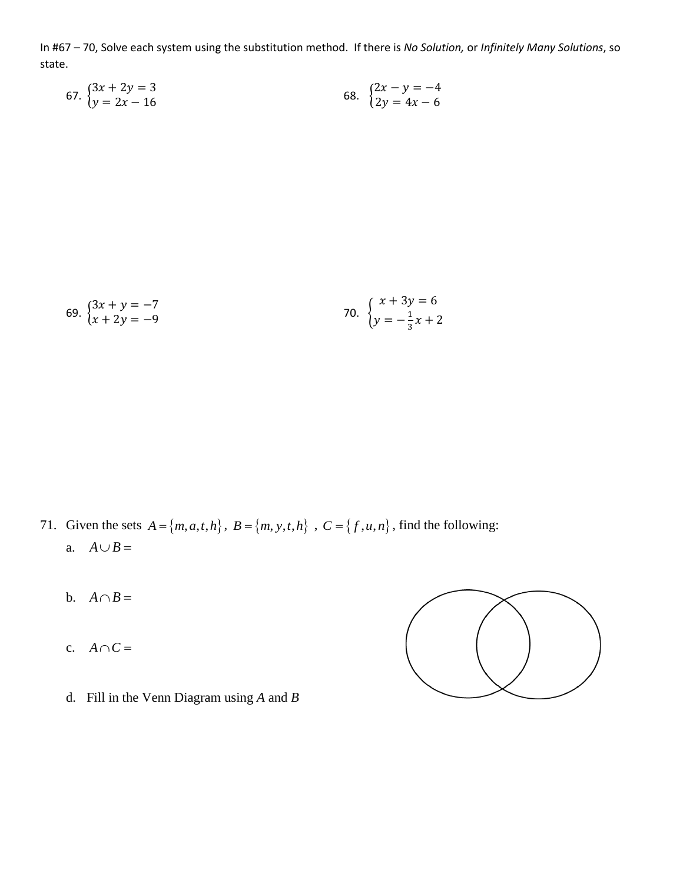In #67 – 70, Solve each system using the substitution method. If there is *No Solution,* or *Infinitely Many Solutions*, so state.

67. $\begin{cases} 3x + 2y = 3 \\ y = 2x - 16 \end{cases}$

68. $\begin{cases} 2x - y = -4 \\ 2y = 4x - 6 \end{cases}$

69. $\begin{cases} 3x + y = -7 \\ x + 2y = -9 \end{cases}$

70. $\begin{cases} x + 3y = 6 \\ y = -\frac{1}{3}x + 2 \end{cases}$

71. Given the sets $A = \{m, a, t, h\}$, $B = \{m, y, t, h\}$ , $C = \{f, u, n\}$, find the following:

a. $A \cup B =$

b. $A \cap B =$

c. $A \cap C =$

d. Fill in the Venn Diagram using $A$ and $B$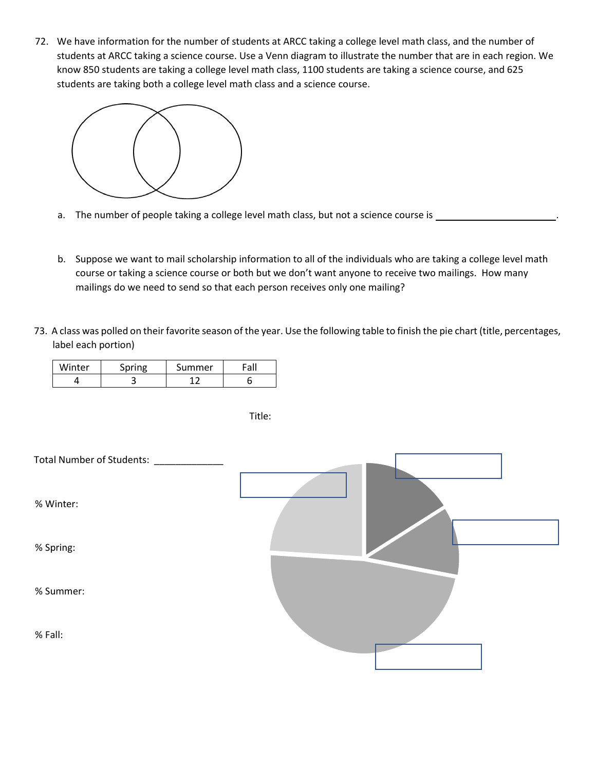72. We have information for the number of students at ARCC taking a college level math class, and the number of students at ARCC taking a science course. Use a Venn diagram to illustrate the number that are in each region. We know 850 students are taking a college level math class, 1100 students are taking a science course, and 625 students are taking both a college level math class and a science course.

   a. The number of people taking a college level math class, but not a science course is ______________________.

   b. Suppose we want to mail scholarship information to all of the individuals who are taking a college level math course or taking a science course or both but we don't want anyone to receive two mailings. How many mailings do we need to send so that each person receives only one mailing?

73. A class was polled on their favorite season of the year. Use the following table to finish the pie chart (title, percentages, label each portion)

| Winter | Spring | Summer | Fall |
|---|---|---|---|
| 4 | 3 | 12 | 6 |

Title:

Total Number of Students: ____________

% Winter:

% Spring:

% Summer:

% Fall: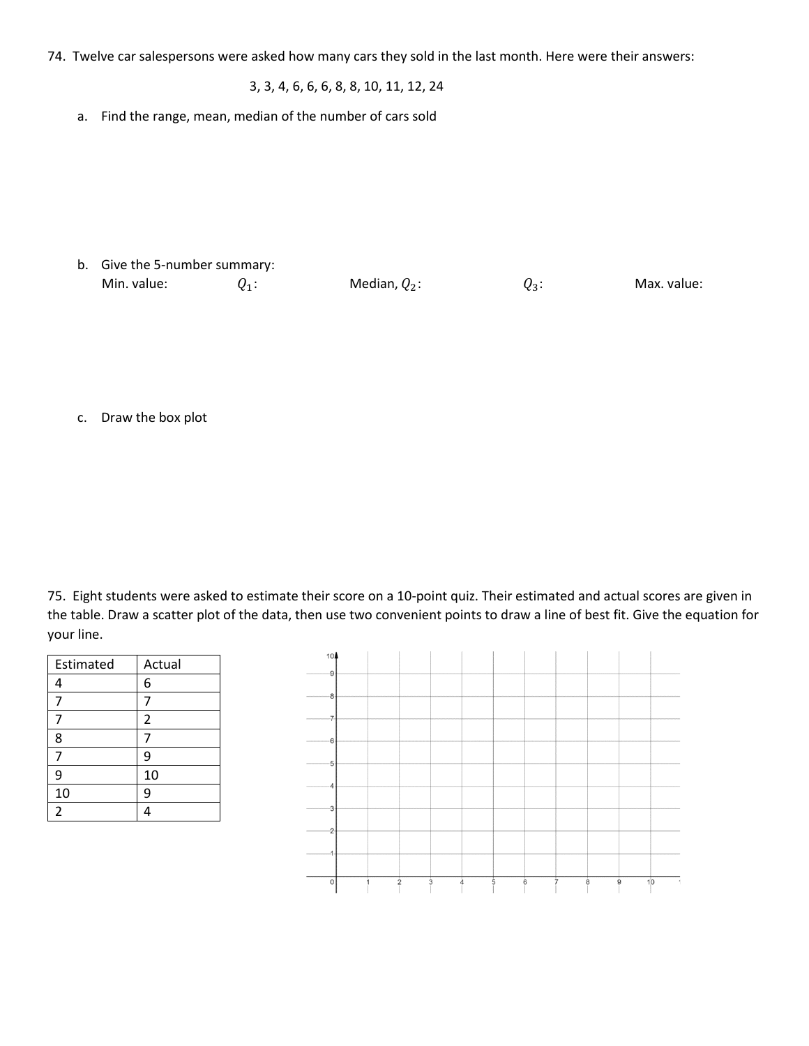74. Twelve car salespersons were asked how many cars they sold in the last month. Here were their answers:

3, 3, 4, 6, 6, 6, 8, 8, 10, 11, 12, 24

a. Find the range, mean, median of the number of cars sold

b. Give the 5-number summary:

Min. value: $Q_1$: Median, $Q_2$: $Q_3$: Max. value:

c. Draw the box plot

75. Eight students were asked to estimate their score on a 10-point quiz. Their estimated and actual scores are given in the table. Draw a scatter plot of the data, then use two convenient points to draw a line of best fit. Give the equation for your line.

| Estimated | Actual |
|---|---|
| 4 | 6 |
| 7 | 7 |
| 7 | 2 |
| 8 | 7 |
| 7 | 9 |
| 9 | 10 |
| 10 | 9 |
| 2 | 4 |

10
9
8
7
6
5
4
3
2
1
0 1 2 3 4 5 6 7 8 9 10